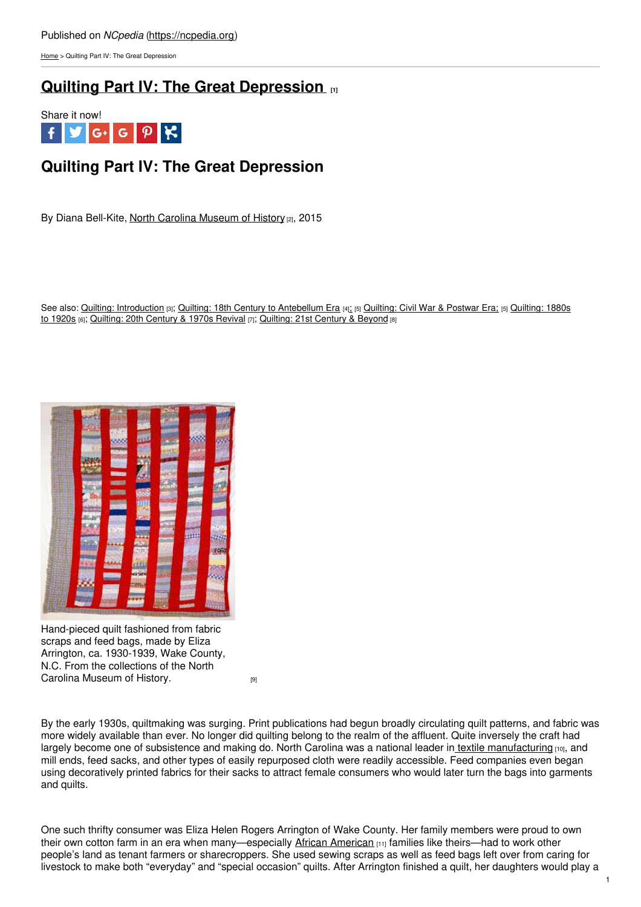Published on *NCpedia* (https://ncpedia.org)

Home > Quilting Part IV: The Great Depression

# Quilting Part IV: The Great Depression [1]

Share it now!

## Quilting Part IV: The Great Depression

By Diana Bell-Kite, North Carolina Museum of History [2], 2015

See also: Quilting: Introduction [3]; Quilting: 18th Century to Antebellum Era [4]; [5] Quilting: Civil War & Postwar Era; [5] Quilting: 1880s to 1920s [6]; Quilting: 20th Century & 1970s Revival [7]; Quilting: 21st Century & Beyond [8]

Hand-pieced quilt fashioned from fabric scraps and feed bags, made by Eliza Arrington, ca. 1930-1939, Wake County, N.C. From the collections of the North Carolina Museum of History. [9]

By the early 1930s, quiltmaking was surging. Print publications had begun broadly circulating quilt patterns, and fabric was more widely available than ever. No longer did quilting belong to the realm of the affluent. Quite inversely the craft had largely become one of subsistence and making do. North Carolina was a national leader in textile manufacturing [10], and mill ends, feed sacks, and other types of easily repurposed cloth were readily accessible. Feed companies even began using decoratively printed fabrics for their sacks to attract female consumers who would later turn the bags into garments and quilts.

One such thrifty consumer was Eliza Helen Rogers Arrington of Wake County. Her family members were proud to own their own cotton farm in an era when many—especially African American [11] families like theirs—had to work other people's land as tenant farmers or sharecroppers. She used sewing scraps as well as feed bags left over from caring for livestock to make both "everyday" and "special occasion" quilts. After Arrington finished a quilt, her daughters would play a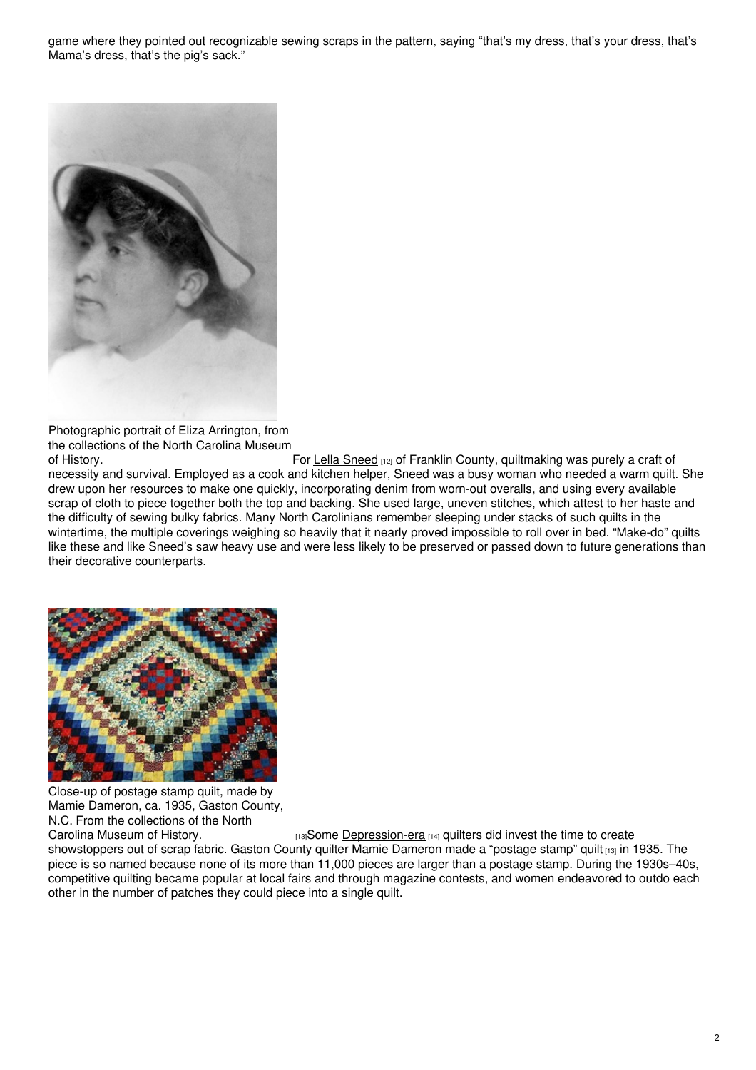game where they pointed out recognizable sewing scraps in the pattern, saying "that's my dress, that's your dress, that's Mama's dress, that's the pig's sack."

Photographic portrait of Eliza Arrington, from the collections of the North Carolina Museum of History.

For Lella Sneed [12] of Franklin County, quiltmaking was purely a craft of necessity and survival. Employed as a cook and kitchen helper, Sneed was a busy woman who needed a warm quilt. She drew upon her resources to make one quickly, incorporating denim from worn-out overalls, and using every available scrap of cloth to piece together both the top and backing. She used large, uneven stitches, which attest to her haste and the difficulty of sewing bulky fabrics. Many North Carolinians remember sleeping under stacks of such quilts in the wintertime, the multiple coverings weighing so heavily that it nearly proved impossible to roll over in bed. "Make-do" quilts like these and like Sneed's saw heavy use and were less likely to be preserved or passed down to future generations than their decorative counterparts.

Close-up of postage stamp quilt, made by Mamie Dameron, ca. 1935, Gaston County, N.C. From the collections of the North Carolina Museum of History.

[13]Some Depression-era [14] quilters did invest the time to create showstoppers out of scrap fabric. Gaston County quilter Mamie Dameron made a "postage stamp" quilt [13] in 1935. The piece is so named because none of its more than 11,000 pieces are larger than a postage stamp. During the 1930s–40s, competitive quilting became popular at local fairs and through magazine contests, and women endeavored to outdo each other in the number of patches they could piece into a single quilt.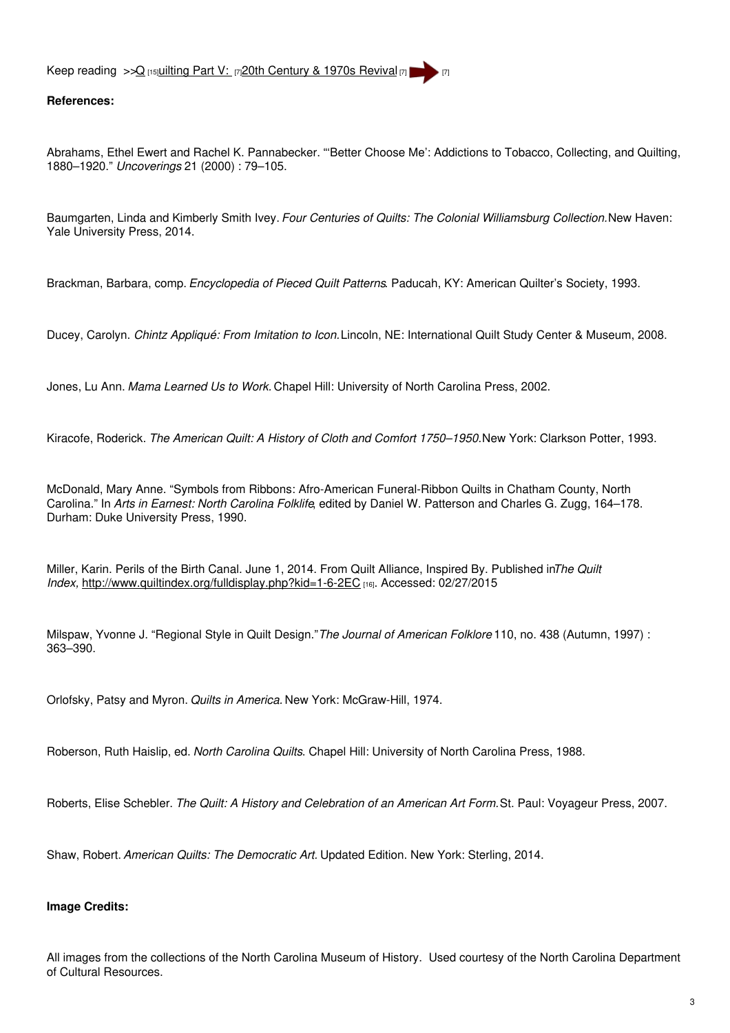Keep reading >>Q [15]uilting Part V: [7]20th Century & 1970s Revival [7] [7]

**References:**

Abrahams, Ethel Ewert and Rachel K. Pannabecker. "'Better Choose Me': Addictions to Tobacco, Collecting, and Quilting, 1880–1920." *Uncoverings* 21 (2000) : 79–105.

Baumgarten, Linda and Kimberly Smith Ivey. *Four Centuries of Quilts: The Colonial Williamsburg Collection.* New Haven: Yale University Press, 2014.

Brackman, Barbara, comp. *Encyclopedia of Pieced Quilt Patterns*. Paducah, KY: American Quilter's Society, 1993.

Ducey, Carolyn. *Chintz Appliqué: From Imitation to Icon.* Lincoln, NE: International Quilt Study Center & Museum, 2008.

Jones, Lu Ann. *Mama Learned Us to Work.* Chapel Hill: University of North Carolina Press, 2002.

Kiracofe, Roderick. *The American Quilt: A History of Cloth and Comfort 1750–1950.* New York: Clarkson Potter, 1993.

McDonald, Mary Anne. "Symbols from Ribbons: Afro-American Funeral-Ribbon Quilts in Chatham County, North Carolina." In *Arts in Earnest: North Carolina Folklife*, edited by Daniel W. Patterson and Charles G. Zugg, 164–178. Durham: Duke University Press, 1990.

Miller, Karin. Perils of the Birth Canal. June 1, 2014. From Quilt Alliance, Inspired By. Published in *The Quilt Index,* http://www.quiltindex.org/fulldisplay.php?kid=1-6-2EC [16]. Accessed: 02/27/2015

Milspaw, Yvonne J. "Regional Style in Quilt Design." *The Journal of American Folklore* 110, no. 438 (Autumn, 1997) : 363–390.

Orlofsky, Patsy and Myron. *Quilts in America.* New York: McGraw-Hill, 1974.

Roberson, Ruth Haislip, ed. *North Carolina Quilts*. Chapel Hill: University of North Carolina Press, 1988.

Roberts, Elise Schebler. *The Quilt: A History and Celebration of an American Art Form.* St. Paul: Voyageur Press, 2007.

Shaw, Robert. *American Quilts: The Democratic Art.* Updated Edition. New York: Sterling, 2014.

**Image Credits:**

All images from the collections of the North Carolina Museum of History. Used courtesy of the North Carolina Department of Cultural Resources.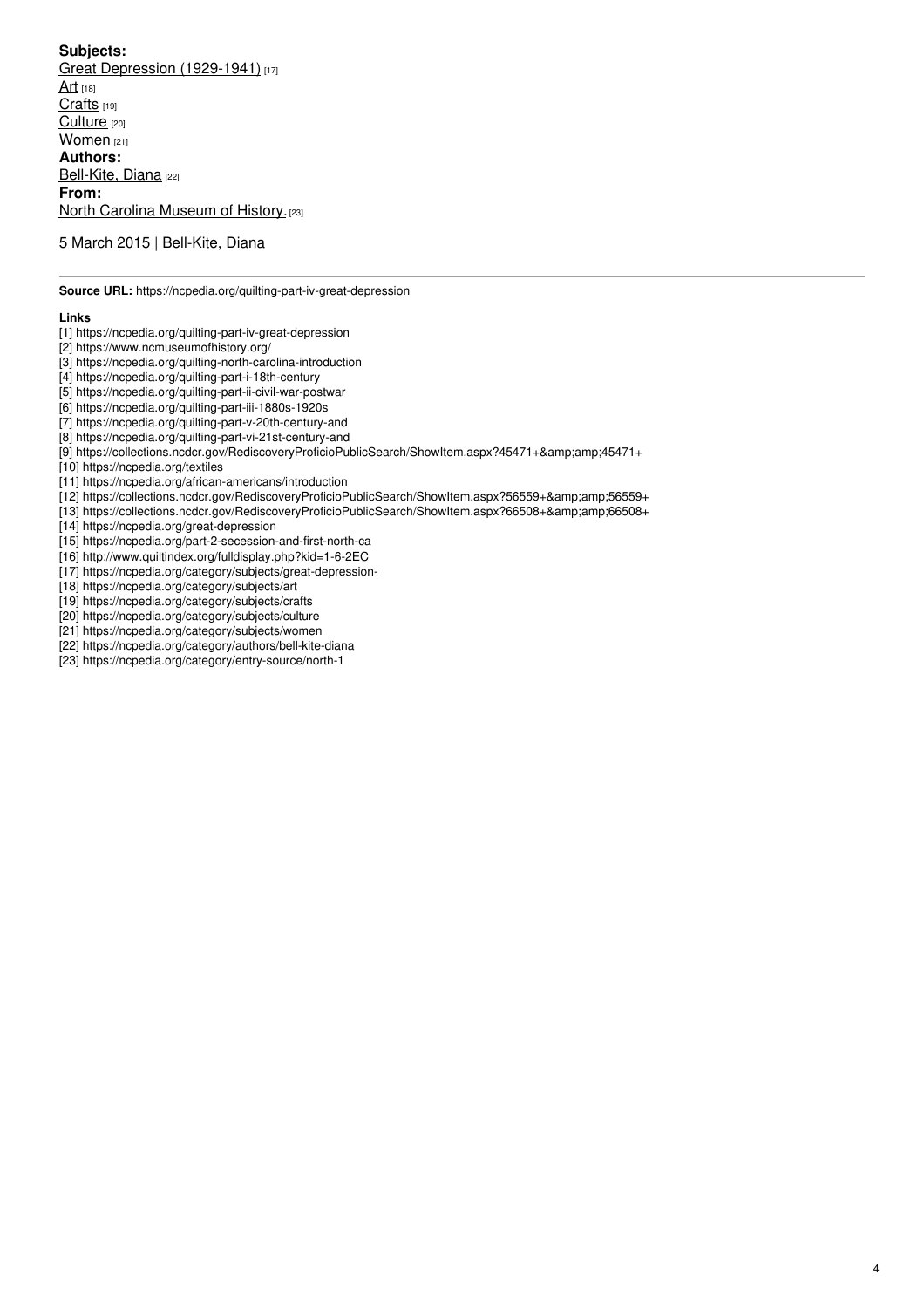**Subjects:**
Great Depression (1929-1941) [17]
Art [18]
Crafts [19]
Culture [20]
Women [21]
**Authors:**
Bell-Kite, Diana [22]
**From:**
North Carolina Museum of History. [23]

5 March 2015 | Bell-Kite, Diana

---

**Source URL:** https://ncpedia.org/quilting-part-iv-great-depression

**Links**

[1] https://ncpedia.org/quilting-part-iv-great-depression
[2] https://www.ncmuseumofhistory.org/
[3] https://ncpedia.org/quilting-north-carolina-introduction
[4] https://ncpedia.org/quilting-part-i-18th-century
[5] https://ncpedia.org/quilting-part-ii-civil-war-postwar
[6] https://ncpedia.org/quilting-part-iii-1880s-1920s
[7] https://ncpedia.org/quilting-part-v-20th-century-and
[8] https://ncpedia.org/quilting-part-vi-21st-century-and
[9] https://collections.ncdcr.gov/RediscoveryProficioPublicSearch/ShowItem.aspx?45471+&amp;amp;45471+
[10] https://ncpedia.org/textiles
[11] https://ncpedia.org/african-americans/introduction
[12] https://collections.ncdcr.gov/RediscoveryProficioPublicSearch/ShowItem.aspx?56559+&amp;amp;56559+
[13] https://collections.ncdcr.gov/RediscoveryProficioPublicSearch/ShowItem.aspx?66508+&amp;amp;66508+
[14] https://ncpedia.org/great-depression
[15] https://ncpedia.org/part-2-secession-and-first-north-ca
[16] http://www.quiltindex.org/fulldisplay.php?kid=1-6-2EC
[17] https://ncpedia.org/category/subjects/great-depression-
[18] https://ncpedia.org/category/subjects/art
[19] https://ncpedia.org/category/subjects/crafts
[20] https://ncpedia.org/category/subjects/culture
[21] https://ncpedia.org/category/subjects/women
[22] https://ncpedia.org/category/authors/bell-kite-diana
[23] https://ncpedia.org/category/entry-source/north-1